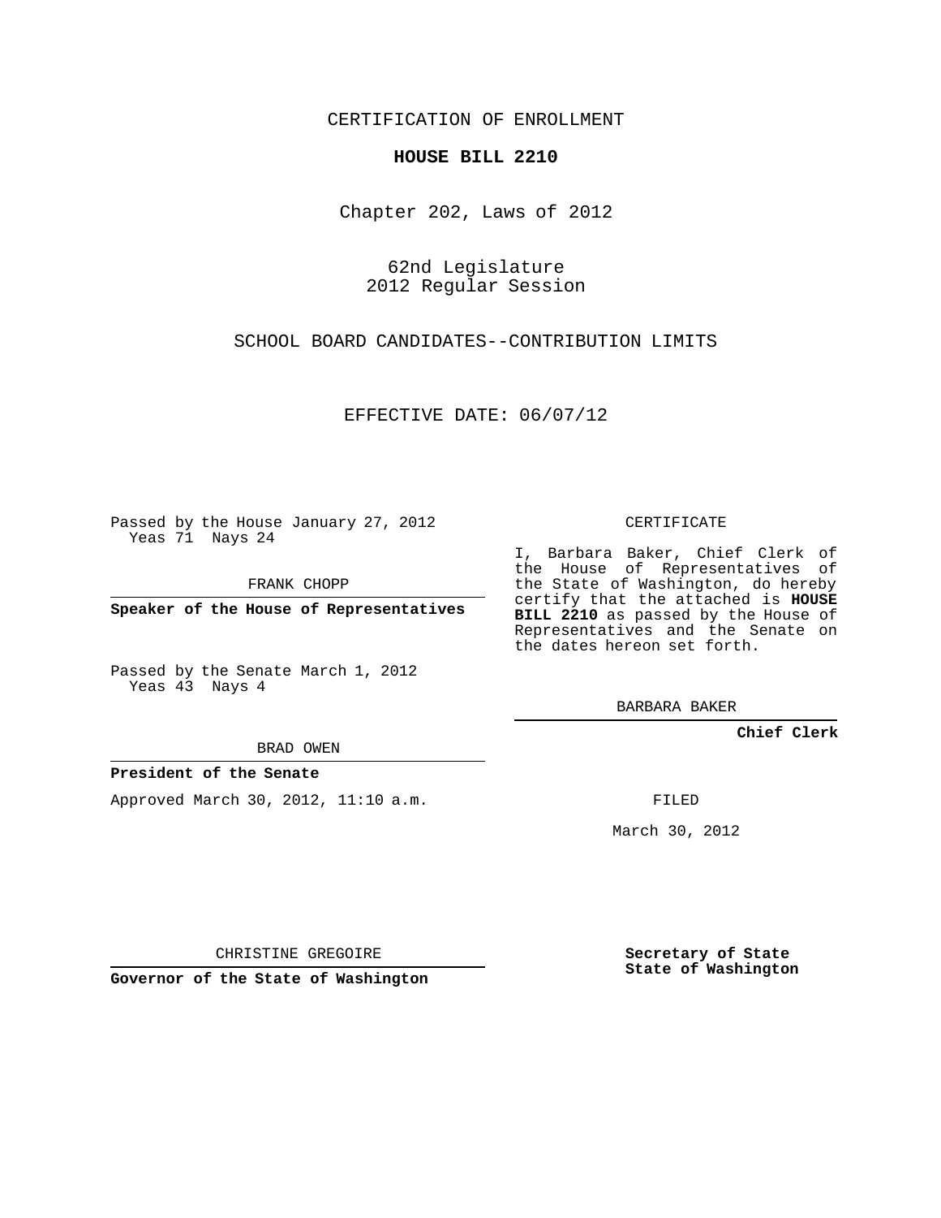CERTIFICATION OF ENROLLMENT

**HOUSE BILL 2210**

Chapter 202, Laws of 2012

62nd Legislature
2012 Regular Session

SCHOOL BOARD CANDIDATES--CONTRIBUTION LIMITS

EFFECTIVE DATE: 06/07/12

Passed by the House January 27, 2012
Yeas 71 Nays 24

FRANK CHOPP

**Speaker of the House of Representatives**

Passed by the Senate March 1, 2012
Yeas 43 Nays 4

BRAD OWEN

**President of the Senate**

Approved March 30, 2012, 11:10 a.m.

CHRISTINE GREGOIRE

**Governor of the State of Washington**

CERTIFICATE

I, Barbara Baker, Chief Clerk of the House of Representatives of the State of Washington, do hereby certify that the attached is **HOUSE BILL 2210** as passed by the House of Representatives and the Senate on the dates hereon set forth.

BARBARA BAKER

**Chief Clerk**

FILED

March 30, 2012

**Secretary of State**
**State of Washington**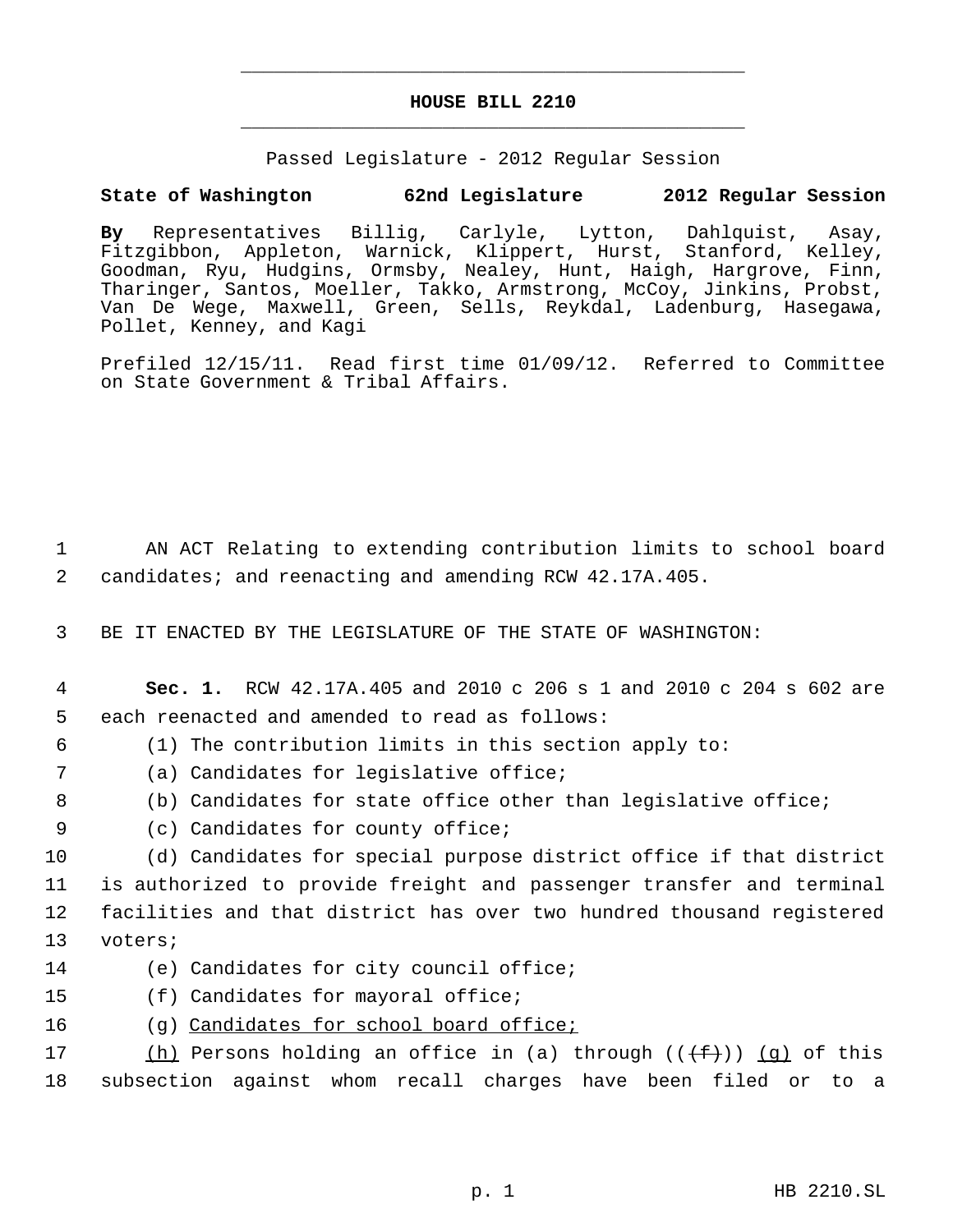# HOUSE BILL 2210

Passed Legislature - 2012 Regular Session

**State of Washington 62nd Legislature 2012 Regular Session**

**By** Representatives Billig, Carlyle, Lytton, Dahlquist, Asay, Fitzgibbon, Appleton, Warnick, Klippert, Hurst, Stanford, Kelley, Goodman, Ryu, Hudgins, Ormsby, Nealey, Hunt, Haigh, Hargrove, Finn, Tharinger, Santos, Moeller, Takko, Armstrong, McCoy, Jinkins, Probst, Van De Wege, Maxwell, Green, Sells, Reykdal, Ladenburg, Hasegawa, Pollet, Kenney, and Kagi

Prefiled 12/15/11. Read first time 01/09/12. Referred to Committee on State Government & Tribal Affairs.

1 AN ACT Relating to extending contribution limits to school board
2 candidates; and reenacting and amending RCW 42.17A.405.

3 BE IT ENACTED BY THE LEGISLATURE OF THE STATE OF WASHINGTON:

4 **Sec. 1.** RCW 42.17A.405 and 2010 c 206 s 1 and 2010 c 204 s 602 are
5 each reenacted and amended to read as follows:

6 (1) The contribution limits in this section apply to:

7 (a) Candidates for legislative office;

8 (b) Candidates for state office other than legislative office;

9 (c) Candidates for county office;

10 (d) Candidates for special purpose district office if that district
11 is authorized to provide freight and passenger transfer and terminal
12 facilities and that district has over two hundred thousand registered
13 voters;

14 (e) Candidates for city council office;

15 (f) Candidates for mayoral office;

16 (g) <u>Candidates for school board office;</u>

17 <u>(h)</u> Persons holding an office in (a) through ((~~(f)~~)) <u>(g)</u> of this
18 subsection against whom recall charges have been filed or to a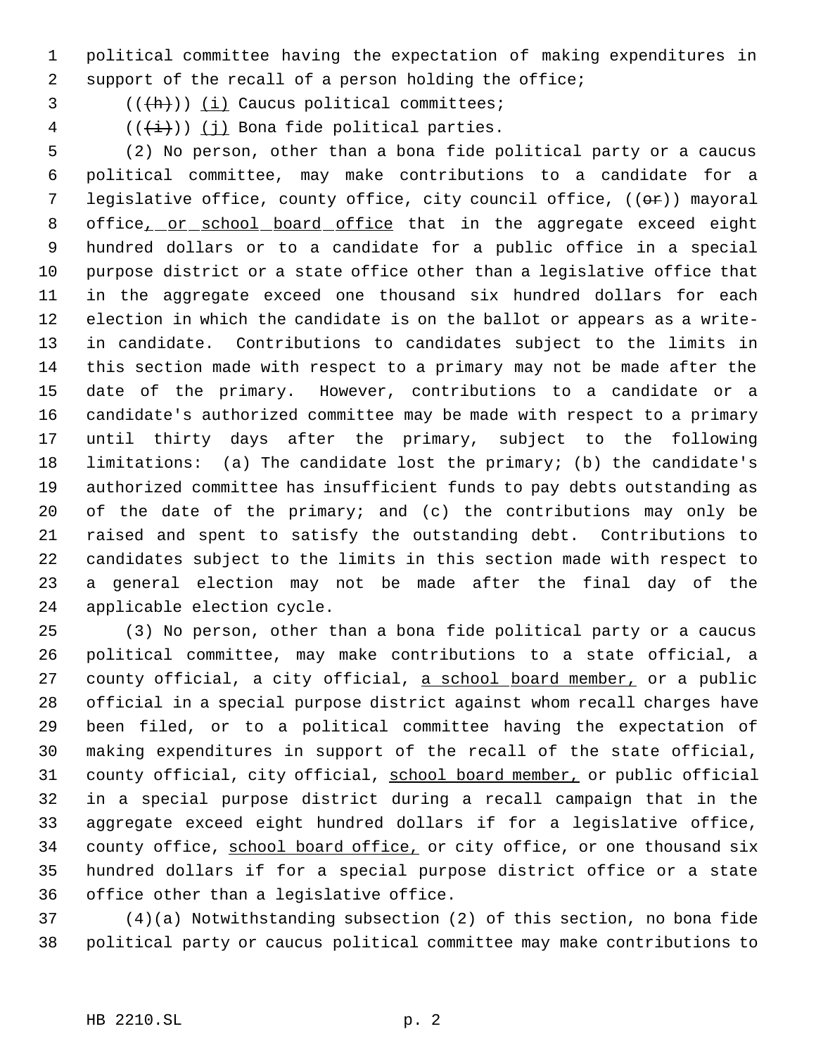political committee having the expectation of making expenditures in support of the recall of a person holding the office;

((~~(h)~~)) <u>(i)</u> Caucus political committees;

((~~(i)~~)) <u>(j)</u> Bona fide political parties.

(2) No person, other than a bona fide political party or a caucus political committee, may make contributions to a candidate for a legislative office, county office, city council office, ((~~or~~)) mayoral office<u>, or school board office</u> that in the aggregate exceed eight hundred dollars or to a candidate for a public office in a special purpose district or a state office other than a legislative office that in the aggregate exceed one thousand six hundred dollars for each election in which the candidate is on the ballot or appears as a write-in candidate. Contributions to candidates subject to the limits in this section made with respect to a primary may not be made after the date of the primary. However, contributions to a candidate or a candidate's authorized committee may be made with respect to a primary until thirty days after the primary, subject to the following limitations: (a) The candidate lost the primary; (b) the candidate's authorized committee has insufficient funds to pay debts outstanding as of the date of the primary; and (c) the contributions may only be raised and spent to satisfy the outstanding debt. Contributions to candidates subject to the limits in this section made with respect to a general election may not be made after the final day of the applicable election cycle.

(3) No person, other than a bona fide political party or a caucus political committee, may make contributions to a state official, a county official, a city official, <u>a school board member,</u> or a public official in a special purpose district against whom recall charges have been filed, or to a political committee having the expectation of making expenditures in support of the recall of the state official, county official, city official, <u>school board member,</u> or public official in a special purpose district during a recall campaign that in the aggregate exceed eight hundred dollars if for a legislative office, county office, <u>school board office,</u> or city office, or one thousand six hundred dollars if for a special purpose district office or a state office other than a legislative office.

(4)(a) Notwithstanding subsection (2) of this section, no bona fide political party or caucus political committee may make contributions to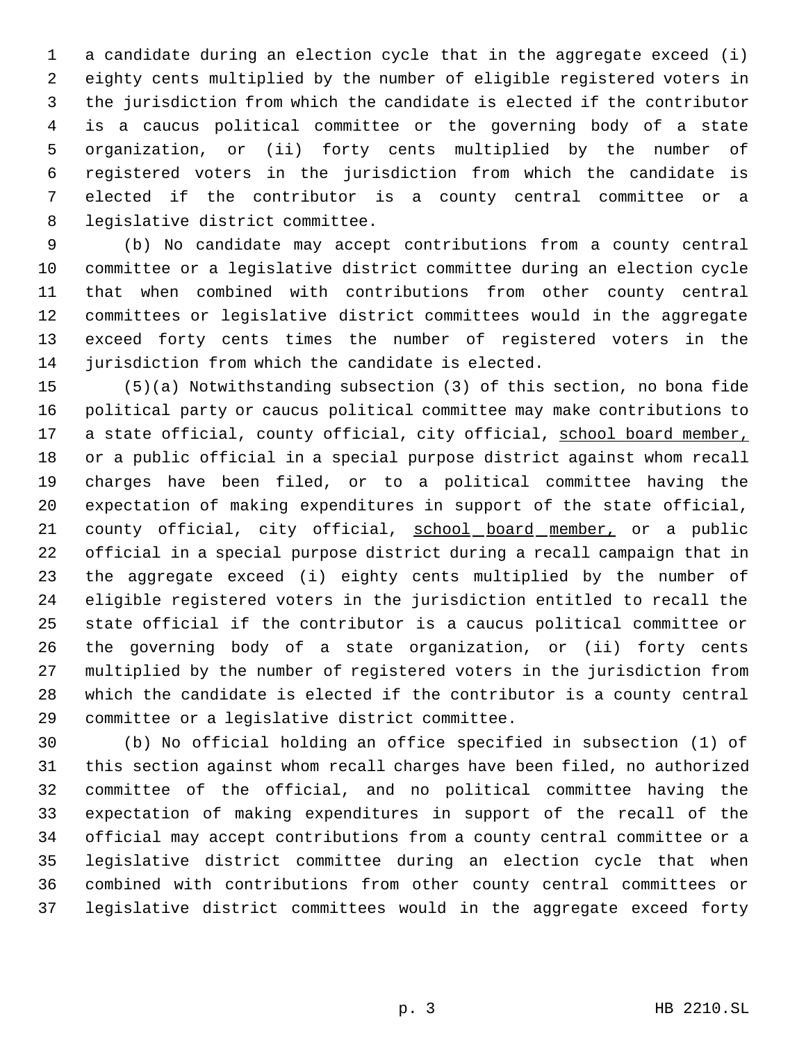a candidate during an election cycle that in the aggregate exceed (i) eighty cents multiplied by the number of eligible registered voters in the jurisdiction from which the candidate is elected if the contributor is a caucus political committee or the governing body of a state organization, or (ii) forty cents multiplied by the number of registered voters in the jurisdiction from which the candidate is elected if the contributor is a county central committee or a legislative district committee.

(b) No candidate may accept contributions from a county central committee or a legislative district committee during an election cycle that when combined with contributions from other county central committees or legislative district committees would in the aggregate exceed forty cents times the number of registered voters in the jurisdiction from which the candidate is elected.

(5)(a) Notwithstanding subsection (3) of this section, no bona fide political party or caucus political committee may make contributions to a state official, county official, city official, <u>school board member,</u> or a public official in a special purpose district against whom recall charges have been filed, or to a political committee having the expectation of making expenditures in support of the state official, county official, city official, <u>school board member,</u> or a public official in a special purpose district during a recall campaign that in the aggregate exceed (i) eighty cents multiplied by the number of eligible registered voters in the jurisdiction entitled to recall the state official if the contributor is a caucus political committee or the governing body of a state organization, or (ii) forty cents multiplied by the number of registered voters in the jurisdiction from which the candidate is elected if the contributor is a county central committee or a legislative district committee.

(b) No official holding an office specified in subsection (1) of this section against whom recall charges have been filed, no authorized committee of the official, and no political committee having the expectation of making expenditures in support of the recall of the official may accept contributions from a county central committee or a legislative district committee during an election cycle that when combined with contributions from other county central committees or legislative district committees would in the aggregate exceed forty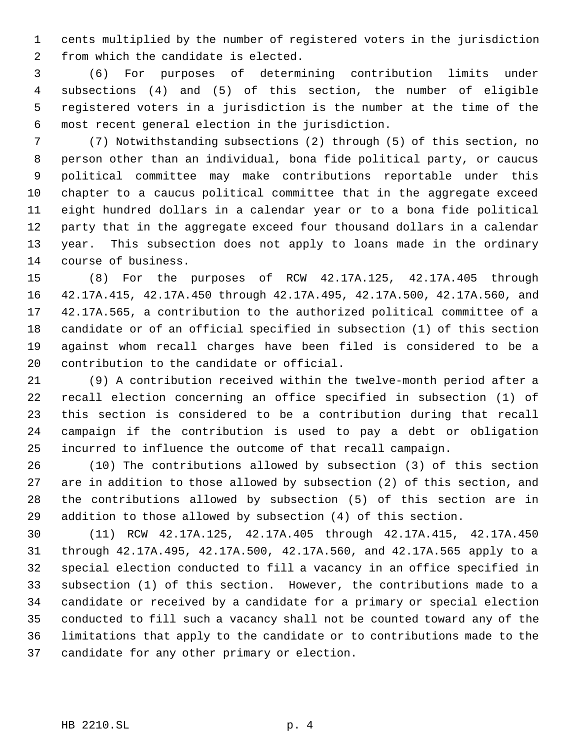cents multiplied by the number of registered voters in the jurisdiction from which the candidate is elected.

(6) For purposes of determining contribution limits under subsections (4) and (5) of this section, the number of eligible registered voters in a jurisdiction is the number at the time of the most recent general election in the jurisdiction.

(7) Notwithstanding subsections (2) through (5) of this section, no person other than an individual, bona fide political party, or caucus political committee may make contributions reportable under this chapter to a caucus political committee that in the aggregate exceed eight hundred dollars in a calendar year or to a bona fide political party that in the aggregate exceed four thousand dollars in a calendar year. This subsection does not apply to loans made in the ordinary course of business.

(8) For the purposes of RCW 42.17A.125, 42.17A.405 through 42.17A.415, 42.17A.450 through 42.17A.495, 42.17A.500, 42.17A.560, and 42.17A.565, a contribution to the authorized political committee of a candidate or of an official specified in subsection (1) of this section against whom recall charges have been filed is considered to be a contribution to the candidate or official.

(9) A contribution received within the twelve-month period after a recall election concerning an office specified in subsection (1) of this section is considered to be a contribution during that recall campaign if the contribution is used to pay a debt or obligation incurred to influence the outcome of that recall campaign.

(10) The contributions allowed by subsection (3) of this section are in addition to those allowed by subsection (2) of this section, and the contributions allowed by subsection (5) of this section are in addition to those allowed by subsection (4) of this section.

(11) RCW 42.17A.125, 42.17A.405 through 42.17A.415, 42.17A.450 through 42.17A.495, 42.17A.500, 42.17A.560, and 42.17A.565 apply to a special election conducted to fill a vacancy in an office specified in subsection (1) of this section. However, the contributions made to a candidate or received by a candidate for a primary or special election conducted to fill such a vacancy shall not be counted toward any of the limitations that apply to the candidate or to contributions made to the candidate for any other primary or election.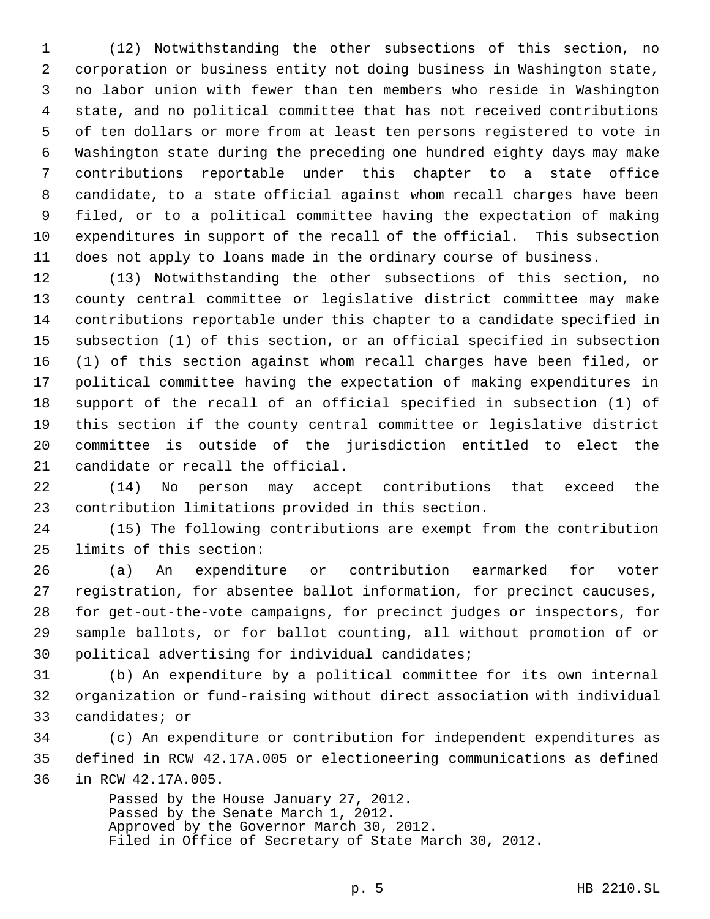(12) Notwithstanding the other subsections of this section, no corporation or business entity not doing business in Washington state, no labor union with fewer than ten members who reside in Washington state, and no political committee that has not received contributions of ten dollars or more from at least ten persons registered to vote in Washington state during the preceding one hundred eighty days may make contributions reportable under this chapter to a state office candidate, to a state official against whom recall charges have been filed, or to a political committee having the expectation of making expenditures in support of the recall of the official. This subsection does not apply to loans made in the ordinary course of business.

(13) Notwithstanding the other subsections of this section, no county central committee or legislative district committee may make contributions reportable under this chapter to a candidate specified in subsection (1) of this section, or an official specified in subsection (1) of this section against whom recall charges have been filed, or political committee having the expectation of making expenditures in support of the recall of an official specified in subsection (1) of this section if the county central committee or legislative district committee is outside of the jurisdiction entitled to elect the candidate or recall the official.

(14) No person may accept contributions that exceed the contribution limitations provided in this section.

(15) The following contributions are exempt from the contribution limits of this section:

(a) An expenditure or contribution earmarked for voter registration, for absentee ballot information, for precinct caucuses, for get-out-the-vote campaigns, for precinct judges or inspectors, for sample ballots, or for ballot counting, all without promotion of or political advertising for individual candidates;

(b) An expenditure by a political committee for its own internal organization or fund-raising without direct association with individual candidates; or

(c) An expenditure or contribution for independent expenditures as defined in RCW 42.17A.005 or electioneering communications as defined in RCW 42.17A.005.

Passed by the House January 27, 2012.
Passed by the Senate March 1, 2012.
Approved by the Governor March 30, 2012.
Filed in Office of Secretary of State March 30, 2012.